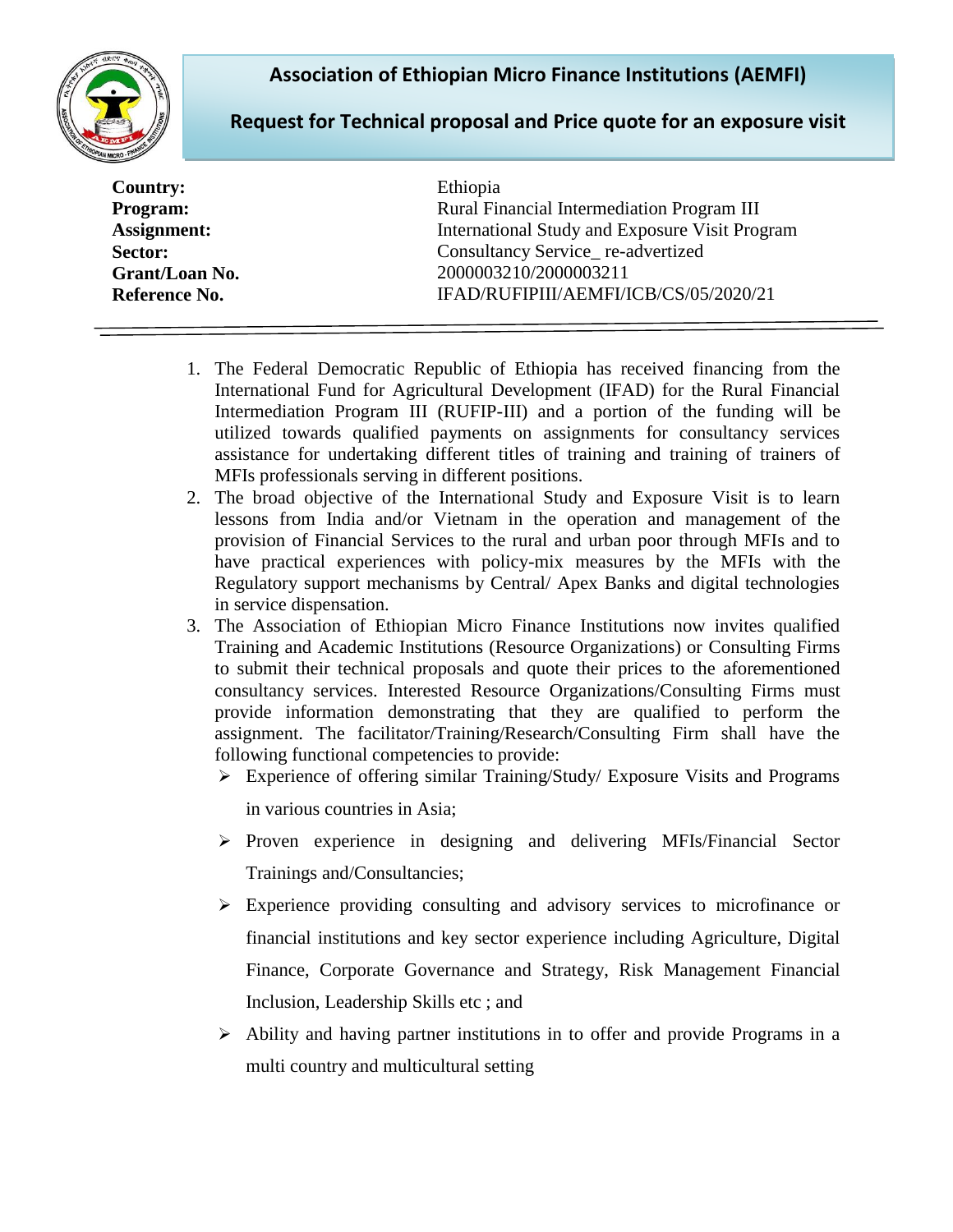# Association of Ethiopian Micro Finance Institutions (AEMFI)

## Request for Technical proposal and Price quote for an exposure visit

| | |
|---|---|
| **Country:** | Ethiopia |
| **Program:** | Rural Financial Intermediation Program III |
| **Assignment:** | International Study and Exposure Visit Program |
| **Sector:** | Consultancy Service_ re-advertized |
| **Grant/Loan No.** | 2000003210/2000003211 |
| **Reference No.** | IFAD/RUFIPIII/AEMFI/ICB/CS/05/2020/21 |

---

1. The Federal Democratic Republic of Ethiopia has received financing from the International Fund for Agricultural Development (IFAD) for the Rural Financial Intermediation Program III (RUFIP-III) and a portion of the funding will be utilized towards qualified payments on assignments for consultancy services assistance for undertaking different titles of training and training of trainers of MFIs professionals serving in different positions.
2. The broad objective of the International Study and Exposure Visit is to learn lessons from India and/or Vietnam in the operation and management of the provision of Financial Services to the rural and urban poor through MFIs and to have practical experiences with policy-mix measures by the MFIs with the Regulatory support mechanisms by Central/ Apex Banks and digital technologies in service dispensation.
3. The Association of Ethiopian Micro Finance Institutions now invites qualified Training and Academic Institutions (Resource Organizations) or Consulting Firms to submit their technical proposals and quote their prices to the aforementioned consultancy services. Interested Resource Organizations/Consulting Firms must provide information demonstrating that they are qualified to perform the assignment. The facilitator/Training/Research/Consulting Firm shall have the following functional competencies to provide:
   - Experience of offering similar Training/Study/ Exposure Visits and Programs in various countries in Asia;
   - Proven experience in designing and delivering MFIs/Financial Sector Trainings and/Consultancies;
   - Experience providing consulting and advisory services to microfinance or financial institutions and key sector experience including Agriculture, Digital Finance, Corporate Governance and Strategy, Risk Management Financial Inclusion, Leadership Skills etc ; and
   - Ability and having partner institutions in to offer and provide Programs in a multi country and multicultural setting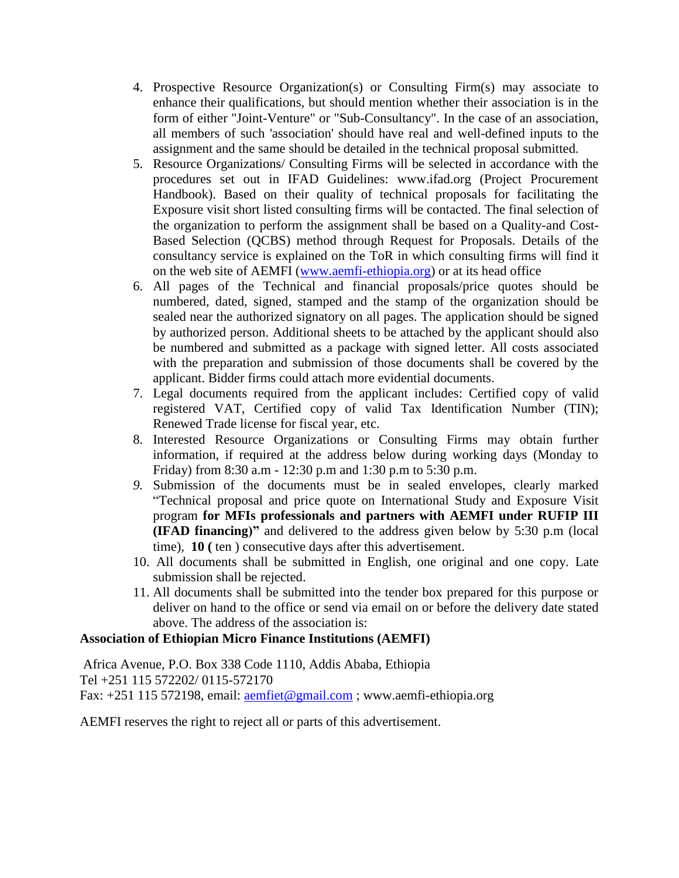4. Prospective Resource Organization(s) or Consulting Firm(s) may associate to enhance their qualifications, but should mention whether their association is in the form of either "Joint-Venture" or "Sub-Consultancy". In the case of an association, all members of such 'association' should have real and well-defined inputs to the assignment and the same should be detailed in the technical proposal submitted.
5. Resource Organizations/ Consulting Firms will be selected in accordance with the procedures set out in IFAD Guidelines: www.ifad.org (Project Procurement Handbook). Based on their quality of technical proposals for facilitating the Exposure visit short listed consulting firms will be contacted. The final selection of the organization to perform the assignment shall be based on a Quality-and Cost-Based Selection (QCBS) method through Request for Proposals. Details of the consultancy service is explained on the ToR in which consulting firms will find it on the web site of AEMFI ([www.aemfi-ethiopia.org](www.aemfi-ethiopia.org)) or at its head office
6. All pages of the Technical and financial proposals/price quotes should be numbered, dated, signed, stamped and the stamp of the organization should be sealed near the authorized signatory on all pages. The application should be signed by authorized person. Additional sheets to be attached by the applicant should also be numbered and submitted as a package with signed letter. All costs associated with the preparation and submission of those documents shall be covered by the applicant. Bidder firms could attach more evidential documents.
7. Legal documents required from the applicant includes: Certified copy of valid registered VAT, Certified copy of valid Tax Identification Number (TIN); Renewed Trade license for fiscal year, etc.
8. Interested Resource Organizations or Consulting Firms may obtain further information, if required at the address below during working days (Monday to Friday) from 8:30 a.m - 12:30 p.m and 1:30 p.m to 5:30 p.m.
9. Submission of the documents must be in sealed envelopes, clearly marked "Technical proposal and price quote on International Study and Exposure Visit program **for MFIs professionals and partners with AEMFI under RUFIP III (IFAD financing)"** and delivered to the address given below by 5:30 p.m (local time), **10 (** ten ) consecutive days after this advertisement.
10. All documents shall be submitted in English, one original and one copy. Late submission shall be rejected.
11. All documents shall be submitted into the tender box prepared for this purpose or deliver on hand to the office or send via email on or before the delivery date stated above. The address of the association is:

**Association of Ethiopian Micro Finance Institutions (AEMFI)**

Africa Avenue, P.O. Box 338 Code 1110, Addis Ababa, Ethiopia
Tel +251 115 572202/ 0115-572170
Fax: +251 115 572198, email: [aemfiet@gmail.com](mailto:aemfiet@gmail.com) ; www.aemfi-ethiopia.org

AEMFI reserves the right to reject all or parts of this advertisement.